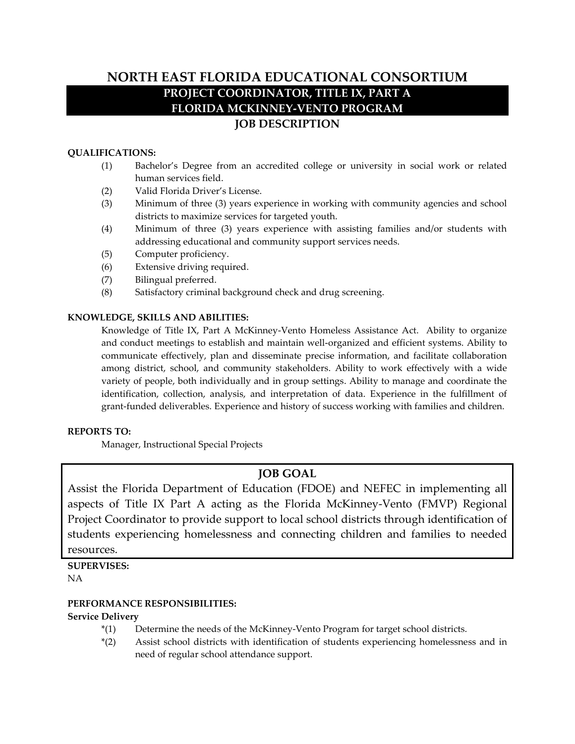# NORTH EAST FLORIDA EDUCATIONAL CONSORTIUM

## PROJECT COORDINATOR, TITLE IX, PART A
## FLORIDA MCKINNEY-VENTO PROGRAM

## JOB DESCRIPTION

**QUALIFICATIONS:**

(1) Bachelor's Degree from an accredited college or university in social work or related human services field.

(2) Valid Florida Driver's License.

(3) Minimum of three (3) years experience in working with community agencies and school districts to maximize services for targeted youth.

(4) Minimum of three (3) years experience with assisting families and/or students with addressing educational and community support services needs.

(5) Computer proficiency.

(6) Extensive driving required.

(7) Bilingual preferred.

(8) Satisfactory criminal background check and drug screening.

**KNOWLEDGE, SKILLS AND ABILITIES:**

Knowledge of Title IX, Part A McKinney-Vento Homeless Assistance Act. Ability to organize and conduct meetings to establish and maintain well-organized and efficient systems. Ability to communicate effectively, plan and disseminate precise information, and facilitate collaboration among district, school, and community stakeholders. Ability to work effectively with a wide variety of people, both individually and in group settings. Ability to manage and coordinate the identification, collection, analysis, and interpretation of data. Experience in the fulfillment of grant-funded deliverables. Experience and history of success working with families and children.

**REPORTS TO:**

Manager, Instructional Special Projects

**JOB GOAL**

Assist the Florida Department of Education (FDOE) and NEFEC in implementing all aspects of Title IX Part A acting as the Florida McKinney-Vento (FMVP) Regional Project Coordinator to provide support to local school districts through identification of students experiencing homelessness and connecting children and families to needed resources.

**SUPERVISES:**

NA

**PERFORMANCE RESPONSIBILITIES:**

**Service Delivery**

*(1) Determine the needs of the McKinney-Vento Program for target school districts.

*(2) Assist school districts with identification of students experiencing homelessness and in need of regular school attendance support.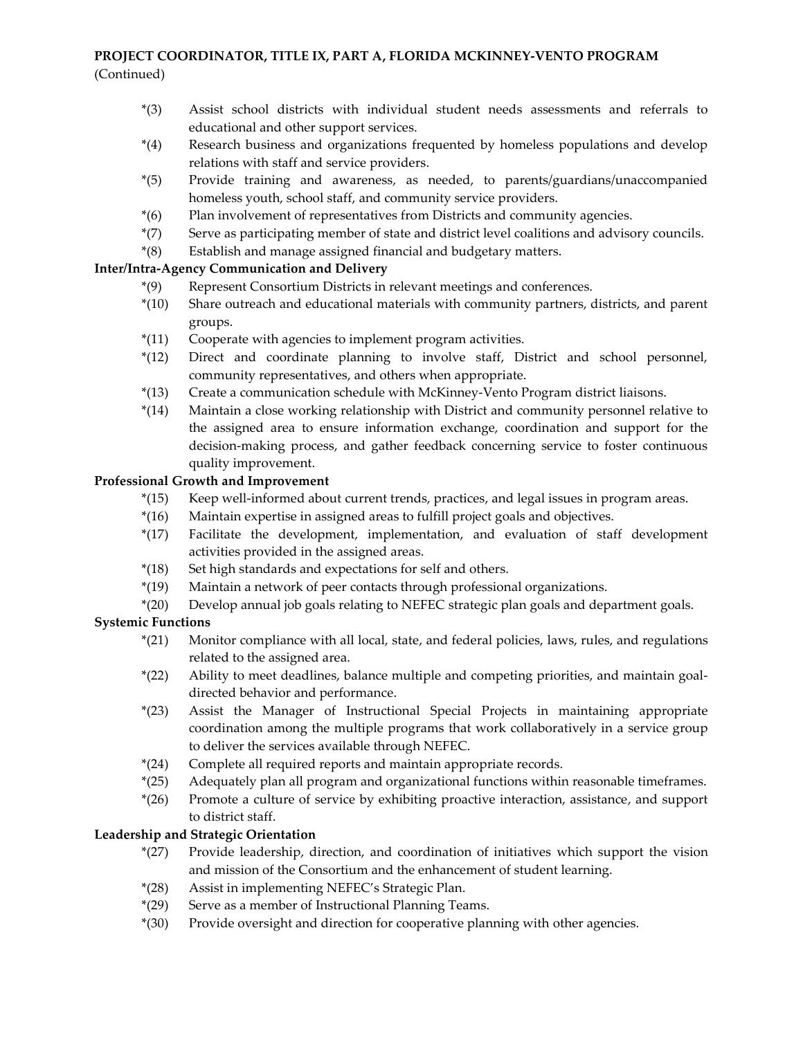**PROJECT COORDINATOR, TITLE IX, PART A, FLORIDA MCKINNEY-VENTO PROGRAM**
(Continued)

*(3) Assist school districts with individual student needs assessments and referrals to educational and other support services.

*(4) Research business and organizations frequented by homeless populations and develop relations with staff and service providers.

*(5) Provide training and awareness, as needed, to parents/guardians/unaccompanied homeless youth, school staff, and community service providers.

*(6) Plan involvement of representatives from Districts and community agencies.

*(7) Serve as participating member of state and district level coalitions and advisory councils.

*(8) Establish and manage assigned financial and budgetary matters.

**Inter/Intra-Agency Communication and Delivery**

*(9) Represent Consortium Districts in relevant meetings and conferences.

*(10) Share outreach and educational materials with community partners, districts, and parent groups.

*(11) Cooperate with agencies to implement program activities.

*(12) Direct and coordinate planning to involve staff, District and school personnel, community representatives, and others when appropriate.

*(13) Create a communication schedule with McKinney-Vento Program district liaisons.

*(14) Maintain a close working relationship with District and community personnel relative to the assigned area to ensure information exchange, coordination and support for the decision-making process, and gather feedback concerning service to foster continuous quality improvement.

**Professional Growth and Improvement**

*(15) Keep well-informed about current trends, practices, and legal issues in program areas.

*(16) Maintain expertise in assigned areas to fulfill project goals and objectives.

*(17) Facilitate the development, implementation, and evaluation of staff development activities provided in the assigned areas.

*(18) Set high standards and expectations for self and others.

*(19) Maintain a network of peer contacts through professional organizations.

*(20) Develop annual job goals relating to NEFEC strategic plan goals and department goals.

**Systemic Functions**

*(21) Monitor compliance with all local, state, and federal policies, laws, rules, and regulations related to the assigned area.

*(22) Ability to meet deadlines, balance multiple and competing priorities, and maintain goal-directed behavior and performance.

*(23) Assist the Manager of Instructional Special Projects in maintaining appropriate coordination among the multiple programs that work collaboratively in a service group to deliver the services available through NEFEC.

*(24) Complete all required reports and maintain appropriate records.

*(25) Adequately plan all program and organizational functions within reasonable timeframes.

*(26) Promote a culture of service by exhibiting proactive interaction, assistance, and support to district staff.

**Leadership and Strategic Orientation**

*(27) Provide leadership, direction, and coordination of initiatives which support the vision and mission of the Consortium and the enhancement of student learning.

*(28) Assist in implementing NEFEC's Strategic Plan.

*(29) Serve as a member of Instructional Planning Teams.

*(30) Provide oversight and direction for cooperative planning with other agencies.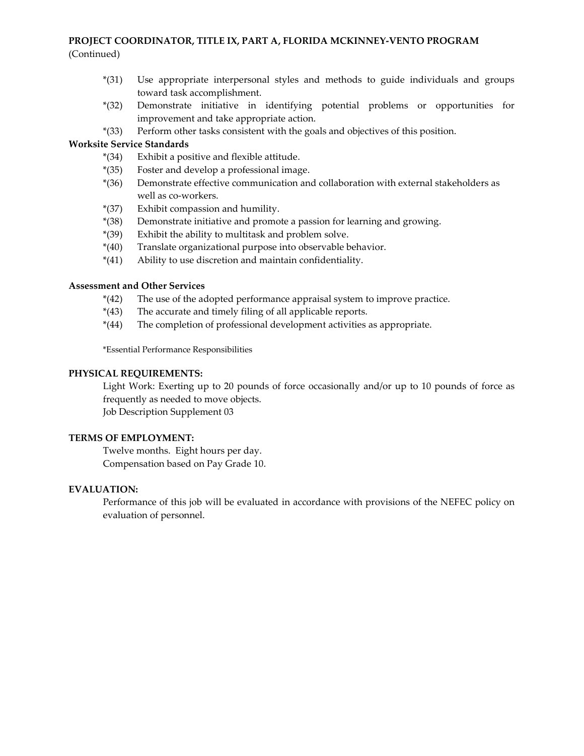**PROJECT COORDINATOR, TITLE IX, PART A, FLORIDA MCKINNEY-VENTO PROGRAM**
(Continued)

*(31) Use appropriate interpersonal styles and methods to guide individuals and groups toward task accomplishment.
*(32) Demonstrate initiative in identifying potential problems or opportunities for improvement and take appropriate action.
*(33) Perform other tasks consistent with the goals and objectives of this position.

**Worksite Service Standards**

*(34) Exhibit a positive and flexible attitude.
*(35) Foster and develop a professional image.
*(36) Demonstrate effective communication and collaboration with external stakeholders as well as co-workers.
*(37) Exhibit compassion and humility.
*(38) Demonstrate initiative and promote a passion for learning and growing.
*(39) Exhibit the ability to multitask and problem solve.
*(40) Translate organizational purpose into observable behavior.
*(41) Ability to use discretion and maintain confidentiality.

**Assessment and Other Services**

*(42) The use of the adopted performance appraisal system to improve practice.
*(43) The accurate and timely filing of all applicable reports.
*(44) The completion of professional development activities as appropriate.

*Essential Performance Responsibilities

**PHYSICAL REQUIREMENTS:**

Light Work: Exerting up to 20 pounds of force occasionally and/or up to 10 pounds of force as frequently as needed to move objects.
Job Description Supplement 03

**TERMS OF EMPLOYMENT:**

Twelve months. Eight hours per day.
Compensation based on Pay Grade 10.

**EVALUATION:**

Performance of this job will be evaluated in accordance with provisions of the NEFEC policy on evaluation of personnel.